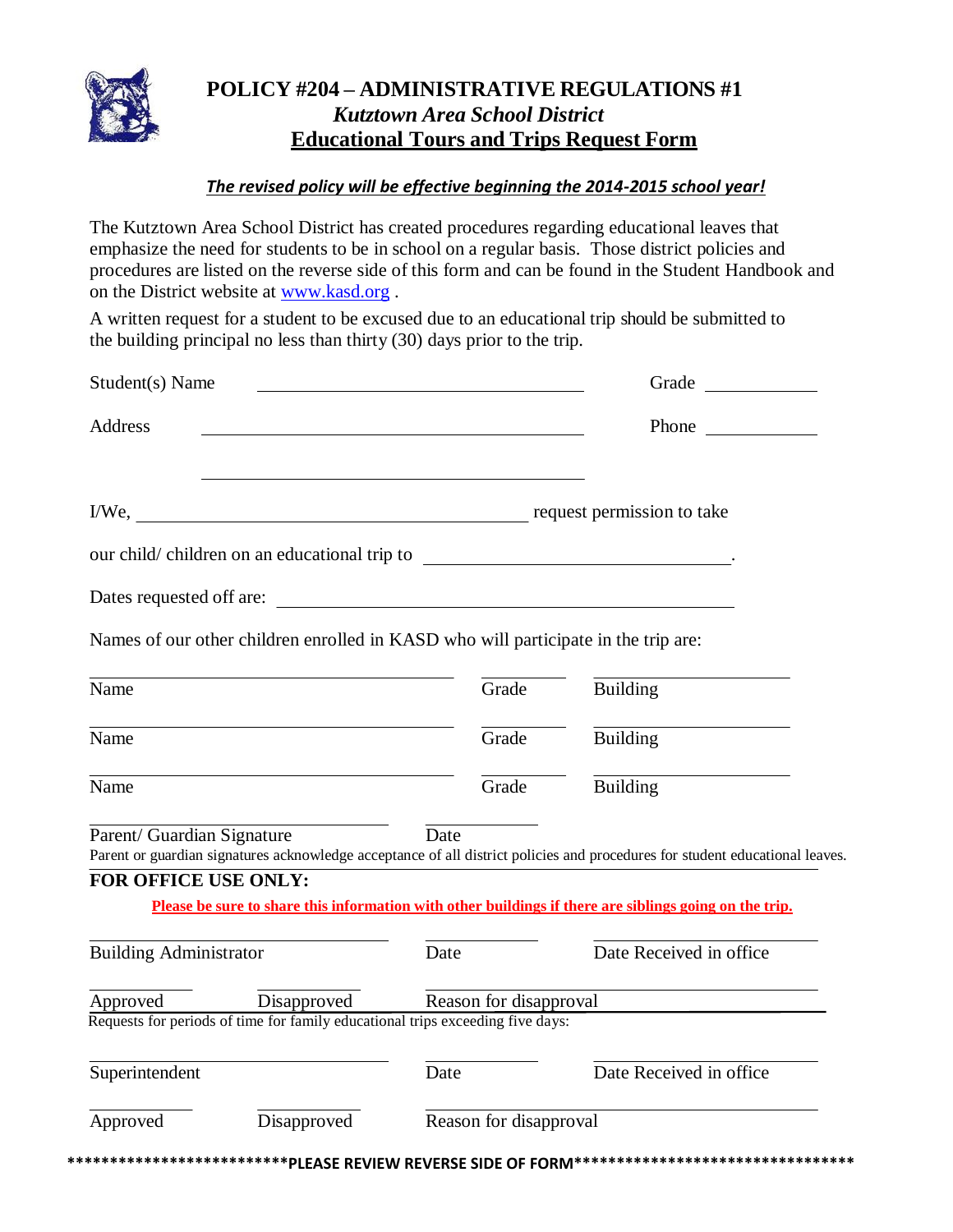# POLICY #204 – ADMINISTRATIVE REGULATIONS #1

## *Kutztown Area School District*

## Educational Tours and Trips Request Form

***The revised policy will be effective beginning the 2014-2015 school year!***

The Kutztown Area School District has created procedures regarding educational leaves that emphasize the need for students to be in school on a regular basis. Those district policies and procedures are listed on the reverse side of this form and can be found in the Student Handbook and on the District website at www.kasd.org .

A written request for a student to be excused due to an educational trip should be submitted to the building principal no less than thirty (30) days prior to the trip.

Student(s) Name ______________________________ Grade __________

Address ______________________________ Phone __________

______________________________

I/We, ______________________________ request permission to take

our child/ children on an educational trip to ______________________________.

Dates requested off are: ______________________________

Names of our other children enrolled in KASD who will participate in the trip are:

______________________________ ________ ______________
Name Grade Building

______________________________ ________ ______________
Name Grade Building

______________________________ ________ ______________
Name Grade Building

______________________________ ________
Parent/ Guardian Signature Date

Parent or guardian signatures acknowledge acceptance of all district policies and procedures for student educational leaves.

**FOR OFFICE USE ONLY:**

**Please be sure to share this information with other buildings if there are siblings going on the trip.**

______________________________ ________ ______________
Building Administrator Date Date Received in office

________ ________ ______________________________
Approved Disapproved Reason for disapproval

Requests for periods of time for family educational trips exceeding five days:

______________________________ ________ ______________
Superintendent Date Date Received in office

________ ________ ______________________________
Approved Disapproved Reason for disapproval

**************************PLEASE REVIEW REVERSE SIDE OF FORM*********************************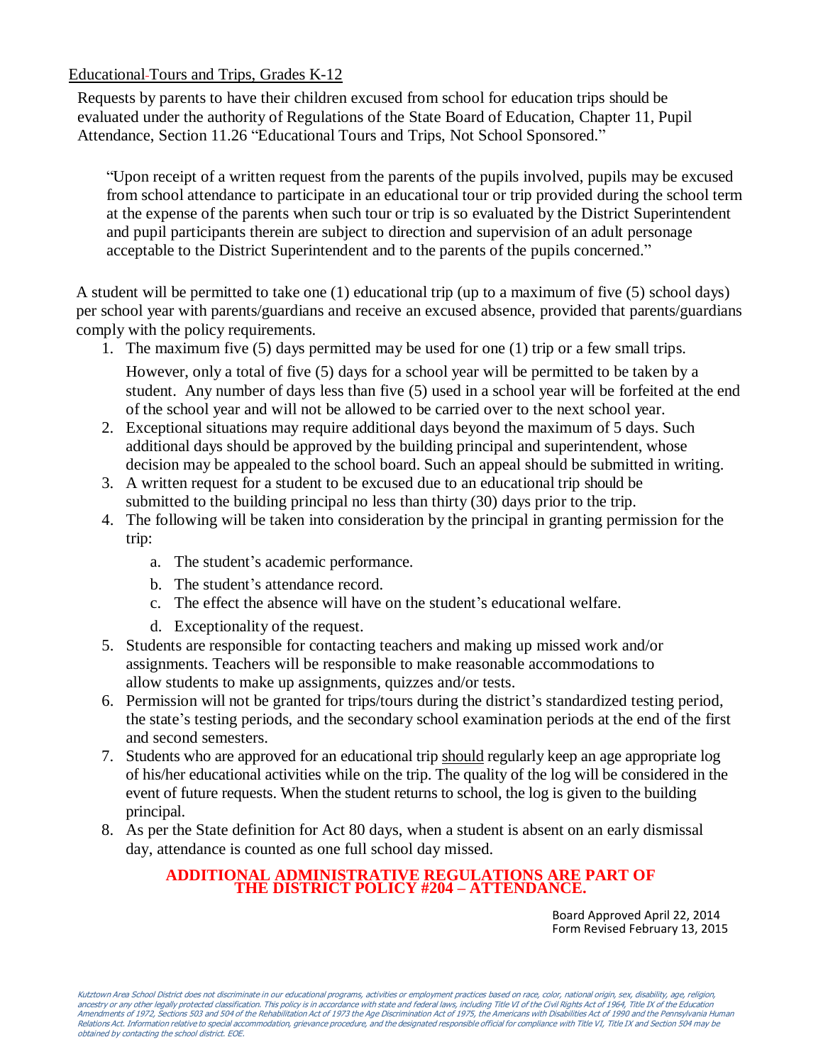<u>Educational Tours and Trips, Grades K-12</u>

Requests by parents to have their children excused from school for education trips should be evaluated under the authority of Regulations of the State Board of Education, Chapter 11, Pupil Attendance, Section 11.26 "Educational Tours and Trips, Not School Sponsored."

> "Upon receipt of a written request from the parents of the pupils involved, pupils may be excused from school attendance to participate in an educational tour or trip provided during the school term at the expense of the parents when such tour or trip is so evaluated by the District Superintendent and pupil participants therein are subject to direction and supervision of an adult personage acceptable to the District Superintendent and to the parents of the pupils concerned."

A student will be permitted to take one (1) educational trip (up to a maximum of five (5) school days) per school year with parents/guardians and receive an excused absence, provided that parents/guardians comply with the policy requirements.

1. The maximum five (5) days permitted may be used for one (1) trip or a few small trips.

   However, only a total of five (5) days for a school year will be permitted to be taken by a student. Any number of days less than five (5) used in a school year will be forfeited at the end of the school year and will not be allowed to be carried over to the next school year.
2. Exceptional situations may require additional days beyond the maximum of 5 days. Such additional days should be approved by the building principal and superintendent, whose decision may be appealed to the school board. Such an appeal should be submitted in writing.
3. A written request for a student to be excused due to an educational trip should be submitted to the building principal no less than thirty (30) days prior to the trip.
4. The following will be taken into consideration by the principal in granting permission for the trip:
   a. The student's academic performance.
   b. The student's attendance record.
   c. The effect the absence will have on the student's educational welfare.
   d. Exceptionality of the request.
5. Students are responsible for contacting teachers and making up missed work and/or assignments. Teachers will be responsible to make reasonable accommodations to allow students to make up assignments, quizzes and/or tests.
6. Permission will not be granted for trips/tours during the district's standardized testing period, the state's testing periods, and the secondary school examination periods at the end of the first and second semesters.
7. Students who are approved for an educational trip <u>should</u> regularly keep an age appropriate log of his/her educational activities while on the trip. The quality of the log will be considered in the event of future requests. When the student returns to school, the log is given to the building principal.
8. As per the State definition for Act 80 days, when a student is absent on an early dismissal day, attendance is counted as one full school day missed.

**ADDITIONAL ADMINISTRATIVE REGULATIONS ARE PART OF THE DISTRICT POLICY #204 – ATTENDANCE.**

Board Approved April 22, 2014
Form Revised February 13, 2015

*Kutztown Area School District does not discriminate in our educational programs, activities or employment practices based on race, color, national origin, sex, disability, age, religion, ancestry or any other legally protected classification. This policy is in accordance with state and federal laws, including Title VI of the Civil Rights Act of 1964, Title IX of the Education Amendments of 1972, Sections 503 and 504 of the Rehabilitation Act of 1973 the Age Discrimination Act of 1975, the Americans with Disabilities Act of 1990 and the Pennsylvania Human Relations Act. Information relative to special accommodation, grievance procedure, and the designated responsible official for compliance with Title VI, Title IX and Section 504 may be obtained by contacting the school district. EOE.*